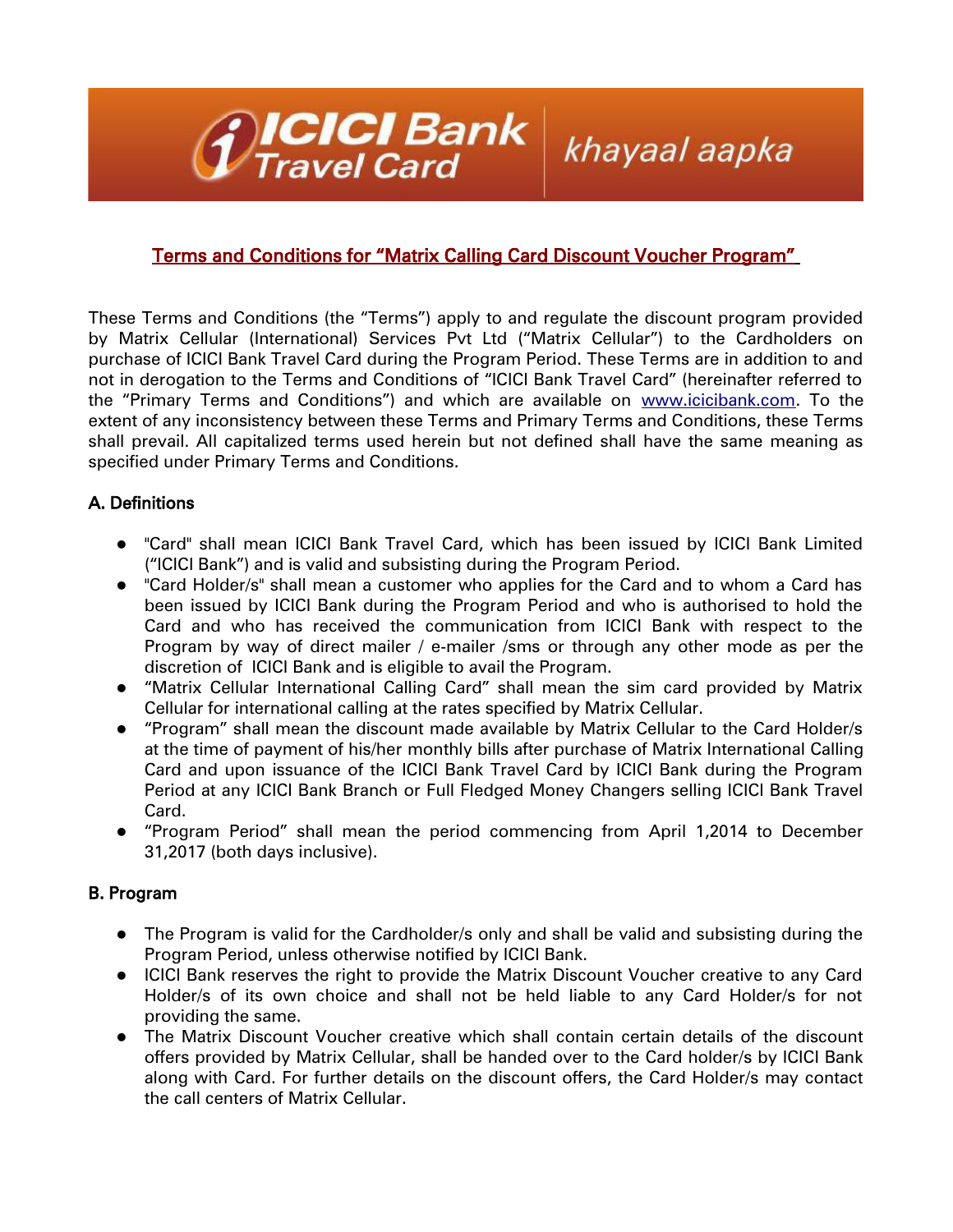# Terms and Conditions for "Matrix Calling Card Discount Voucher Program"

These Terms and Conditions (the "Terms") apply to and regulate the discount program provided by Matrix Cellular (International) Services Pvt Ltd ("Matrix Cellular") to the Cardholders on purchase of ICICI Bank Travel Card during the Program Period. These Terms are in addition to and not in derogation to the Terms and Conditions of "ICICI Bank Travel Card" (hereinafter referred to the "Primary Terms and Conditions") and which are available on www.icicibank.com. To the extent of any inconsistency between these Terms and Primary Terms and Conditions, these Terms shall prevail. All capitalized terms used herein but not defined shall have the same meaning as specified under Primary Terms and Conditions.

## A. Definitions

- "Card" shall mean ICICI Bank Travel Card, which has been issued by ICICI Bank Limited ("ICICI Bank") and is valid and subsisting during the Program Period.
- "Card Holder/s" shall mean a customer who applies for the Card and to whom a Card has been issued by ICICI Bank during the Program Period and who is authorised to hold the Card and who has received the communication from ICICI Bank with respect to the Program by way of direct mailer / e-mailer /sms or through any other mode as per the discretion of ICICI Bank and is eligible to avail the Program.
- "Matrix Cellular International Calling Card" shall mean the sim card provided by Matrix Cellular for international calling at the rates specified by Matrix Cellular.
- "Program" shall mean the discount made available by Matrix Cellular to the Card Holder/s at the time of payment of his/her monthly bills after purchase of Matrix International Calling Card and upon issuance of the ICICI Bank Travel Card by ICICI Bank during the Program Period at any ICICI Bank Branch or Full Fledged Money Changers selling ICICI Bank Travel Card.
- "Program Period" shall mean the period commencing from April 1,2014 to December 31,2017 (both days inclusive).

## B. Program

- The Program is valid for the Cardholder/s only and shall be valid and subsisting during the Program Period, unless otherwise notified by ICICI Bank.
- ICICI Bank reserves the right to provide the Matrix Discount Voucher creative to any Card Holder/s of its own choice and shall not be held liable to any Card Holder/s for not providing the same.
- The Matrix Discount Voucher creative which shall contain certain details of the discount offers provided by Matrix Cellular, shall be handed over to the Card holder/s by ICICI Bank along with Card. For further details on the discount offers, the Card Holder/s may contact the call centers of Matrix Cellular.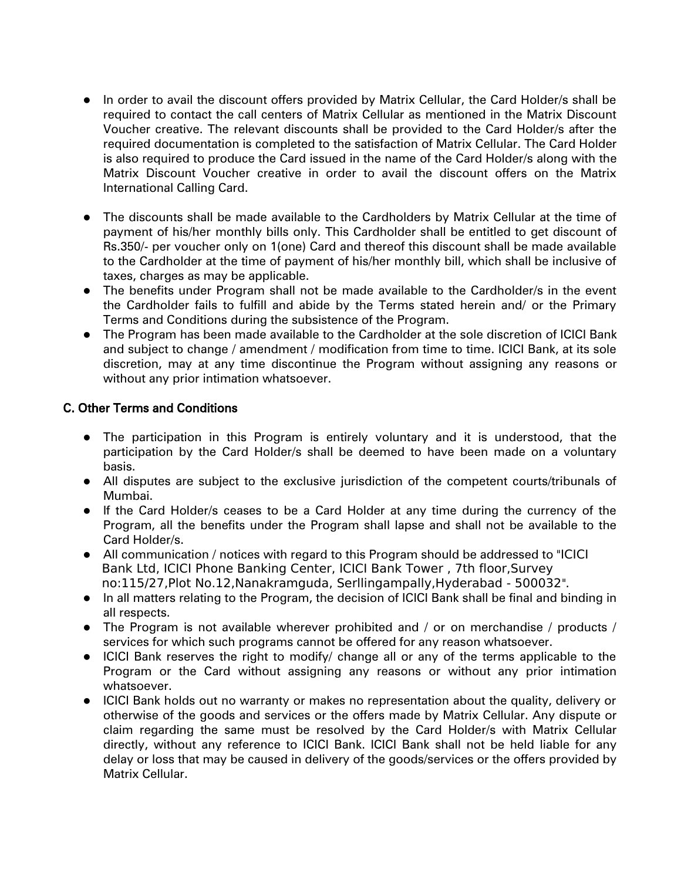- In order to avail the discount offers provided by Matrix Cellular, the Card Holder/s shall be required to contact the call centers of Matrix Cellular as mentioned in the Matrix Discount Voucher creative. The relevant discounts shall be provided to the Card Holder/s after the required documentation is completed to the satisfaction of Matrix Cellular. The Card Holder is also required to produce the Card issued in the name of the Card Holder/s along with the Matrix Discount Voucher creative in order to avail the discount offers on the Matrix International Calling Card.

- The discounts shall be made available to the Cardholders by Matrix Cellular at the time of payment of his/her monthly bills only. This Cardholder shall be entitled to get discount of Rs.350/- per voucher only on 1(one) Card and thereof this discount shall be made available to the Cardholder at the time of payment of his/her monthly bill, which shall be inclusive of taxes, charges as may be applicable.
- The benefits under Program shall not be made available to the Cardholder/s in the event the Cardholder fails to fulfill and abide by the Terms stated herein and/ or the Primary Terms and Conditions during the subsistence of the Program.
- The Program has been made available to the Cardholder at the sole discretion of ICICI Bank and subject to change / amendment / modification from time to time. ICICI Bank, at its sole discretion, may at any time discontinue the Program without assigning any reasons or without any prior intimation whatsoever.

## C. Other Terms and Conditions

- The participation in this Program is entirely voluntary and it is understood, that the participation by the Card Holder/s shall be deemed to have been made on a voluntary basis.
- All disputes are subject to the exclusive jurisdiction of the competent courts/tribunals of Mumbai.
- If the Card Holder/s ceases to be a Card Holder at any time during the currency of the Program, all the benefits under the Program shall lapse and shall not be available to the Card Holder/s.
- All communication / notices with regard to this Program should be addressed to "ICICI Bank Ltd, ICICI Phone Banking Center, ICICI Bank Tower , 7th floor,Survey no:115/27,Plot No.12,Nanakramguda, Serllingampally,Hyderabad - 500032".
- In all matters relating to the Program, the decision of ICICI Bank shall be final and binding in all respects.
- The Program is not available wherever prohibited and / or on merchandise / products / services for which such programs cannot be offered for any reason whatsoever.
- ICICI Bank reserves the right to modify/ change all or any of the terms applicable to the Program or the Card without assigning any reasons or without any prior intimation whatsoever.
- ICICI Bank holds out no warranty or makes no representation about the quality, delivery or otherwise of the goods and services or the offers made by Matrix Cellular. Any dispute or claim regarding the same must be resolved by the Card Holder/s with Matrix Cellular directly, without any reference to ICICI Bank. ICICI Bank shall not be held liable for any delay or loss that may be caused in delivery of the goods/services or the offers provided by Matrix Cellular.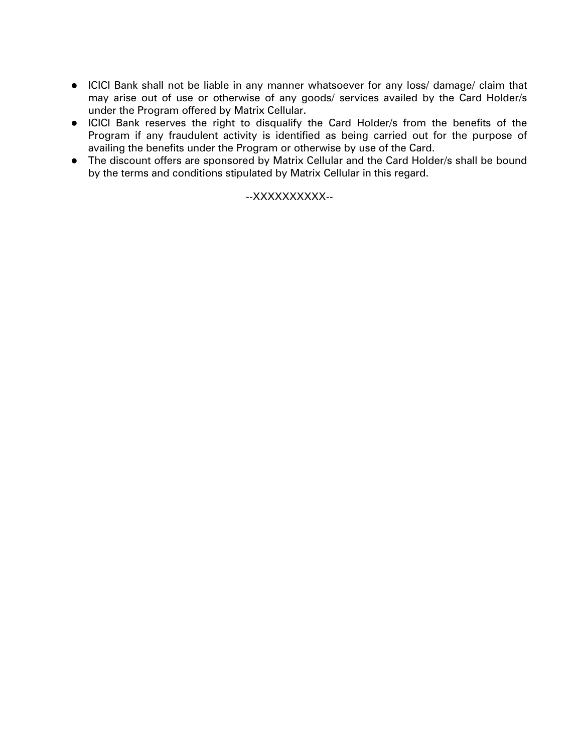- ICICI Bank shall not be liable in any manner whatsoever for any loss/ damage/ claim that may arise out of use or otherwise of any goods/ services availed by the Card Holder/s under the Program offered by Matrix Cellular.
- ICICI Bank reserves the right to disqualify the Card Holder/s from the benefits of the Program if any fraudulent activity is identified as being carried out for the purpose of availing the benefits under the Program or otherwise by use of the Card.
- The discount offers are sponsored by Matrix Cellular and the Card Holder/s shall be bound by the terms and conditions stipulated by Matrix Cellular in this regard.

--XXXXXXXXXX--